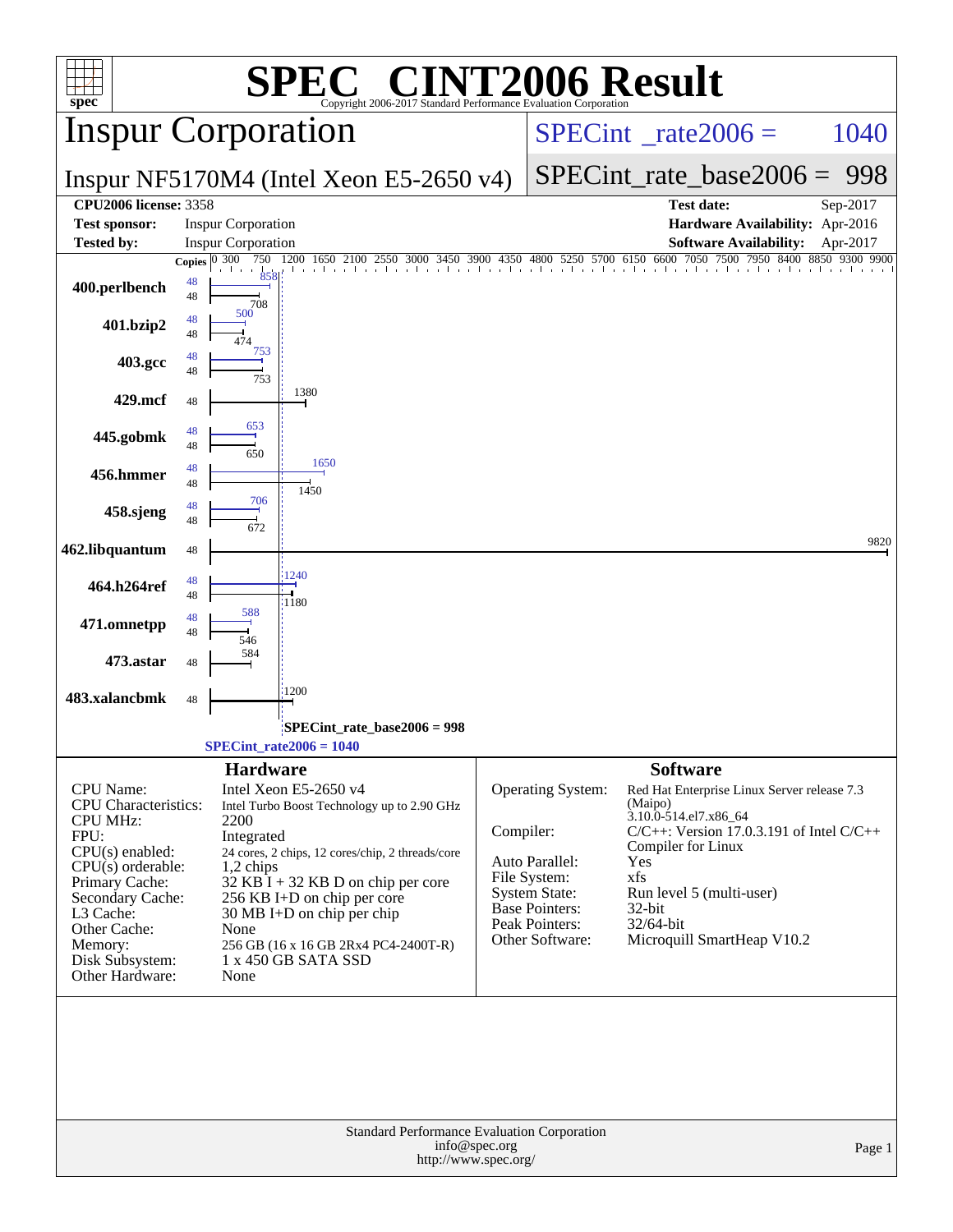# SPEC CINT2006 Result

Copyright 2006-2017 Standard Performance Evaluation Corporation

## Inspur Corporation

**Inspur NF5170M4 (Intel Xeon E5-2650 v4)**

SPECint_rate2006 = 1040

SPECint_rate_base2006 = 998

| | | | |
|---|---|---|---|
| **CPU2006 license:** 3358 | | **Test date:** | Sep-2017 |
| **Test sponsor:** | Inspur Corporation | **Hardware Availability:** | Apr-2016 |
| **Tested by:** | Inspur Corporation | **Software Availability:** | Apr-2017 |

| Benchmark | Copies (peak) | Peak | Copies (base) | Base |
|---|---|---|---|---|
| 400.perlbench | 48 | 858 | 48 | 708 |
| 401.bzip2 | 48 | 500 | 48 | 474 |
| 403.gcc | 48 | 753 | 48 | 753 |
| 429.mcf | | | 48 | 1380 |
| 445.gobmk | 48 | 653 | 48 | 650 |
| 456.hmmer | 48 | 1650 | 48 | 1450 |
| 458.sjeng | 48 | 706 | 48 | 672 |
| 462.libquantum | | | 48 | 9820 |
| 464.h264ref | 48 | 1240 | 48 | 1180 |
| 471.omnetpp | 48 | 588 | 48 | 546 |
| 473.astar | | | 48 | 584 |
| 483.xalancbmk | | | 48 | 1200 |

SPECint_rate_base2006 = 998

SPECint_rate2006 = 1040

### Hardware

| | |
|---|---|
| CPU Name: | Intel Xeon E5-2650 v4 |
| CPU Characteristics: | Intel Turbo Boost Technology up to 2.90 GHz |
| CPU MHz: | 2200 |
| FPU: | Integrated |
| CPU(s) enabled: | 24 cores, 2 chips, 12 cores/chip, 2 threads/core |
| CPU(s) orderable: | 1,2 chips |
| Primary Cache: | 32 KB I + 32 KB D on chip per core |
| Secondary Cache: | 256 KB I+D on chip per core |
| L3 Cache: | 30 MB I+D on chip per chip |
| Other Cache: | None |
| Memory: | 256 GB (16 x 16 GB 2Rx4 PC4-2400T-R) |
| Disk Subsystem: | 1 x 450 GB SATA SSD |
| Other Hardware: | None |

### Software

| | |
|---|---|
| Operating System: | Red Hat Enterprise Linux Server release 7.3 (Maipo) 3.10.0-514.el7.x86_64 |
| Compiler: | C/C++: Version 17.0.3.191 of Intel C/C++ Compiler for Linux |
| Auto Parallel: | Yes |
| File System: | xfs |
| System State: | Run level 5 (multi-user) |
| Base Pointers: | 32-bit |
| Peak Pointers: | 32/64-bit |
| Other Software: | Microquill SmartHeap V10.2 |

Standard Performance Evaluation Corporation
info@spec.org
http://www.spec.org/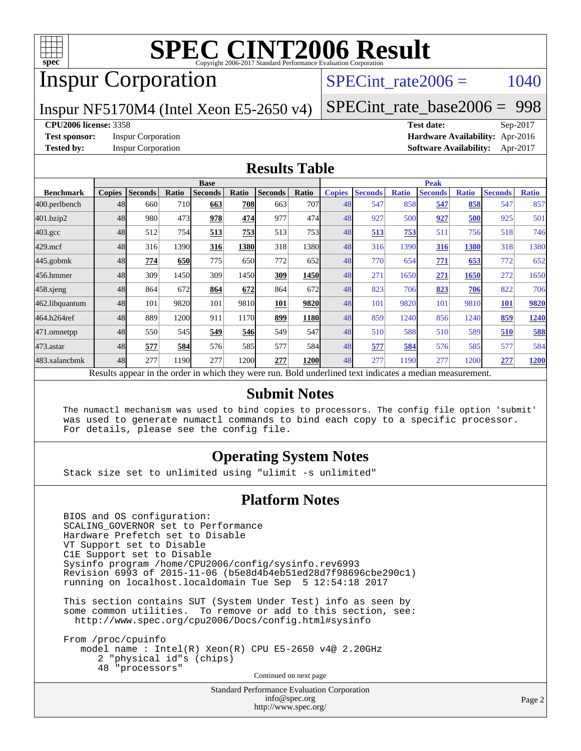# SPEC CINT2006 Result

Copyright 2006-2017 Standard Performance Evaluation Corporation

## Inspur Corporation

Inspur NF5170M4 (Intel Xeon E5-2650 v4)

SPECint_rate2006 = 1040

SPECint_rate_base2006 = 998

**CPU2006 license:** 3358
**Test sponsor:** Inspur Corporation
**Tested by:** Inspur Corporation

**Test date:** Sep-2017
**Hardware Availability:** Apr-2016
**Software Availability:** Apr-2017

### Results Table

| | Base | | | | | | | Peak | | | | | | |
|---|---|---|---|---|---|---|---|---|---|---|---|---|---|---|
| **Benchmark** | **Copies** | **Seconds** | **Ratio** | **Seconds** | **Ratio** | **Seconds** | **Ratio** | **Copies** | **Seconds** | **Ratio** | **Seconds** | **Ratio** | **Seconds** | **Ratio** |
| 400.perlbench | 48 | 660 | 710 | **663** | **708** | 663 | 707 | 48 | 547 | 858 | **547** | **858** | 547 | 857 |
| 401.bzip2 | 48 | 980 | 473 | **978** | **474** | 977 | 474 | 48 | 927 | 500 | **927** | **500** | 925 | 501 |
| 403.gcc | 48 | 512 | 754 | **513** | **753** | 513 | 753 | 48 | **513** | **753** | 511 | 756 | 518 | 746 |
| 429.mcf | 48 | 316 | 1390 | **316** | **1380** | 318 | 1380 | 48 | 316 | 1390 | **316** | **1380** | 318 | 1380 |
| 445.gobmk | 48 | **774** | **650** | 775 | 650 | 772 | 652 | 48 | 770 | 654 | **771** | **653** | 772 | 652 |
| 456.hmmer | 48 | 309 | 1450 | 309 | 1450 | **309** | **1450** | 48 | 271 | 1650 | **271** | **1650** | 272 | 1650 |
| 458.sjeng | 48 | 864 | 672 | **864** | **672** | 864 | 672 | 48 | 823 | 706 | **823** | **706** | 822 | 706 |
| 462.libquantum | 48 | 101 | 9820 | 101 | 9810 | **101** | **9820** | 48 | 101 | 9820 | 101 | 9810 | **101** | **9820** |
| 464.h264ref | 48 | 889 | 1200 | 911 | 1170 | **899** | **1180** | 48 | 859 | 1240 | 856 | 1240 | **859** | **1240** |
| 471.omnetpp | 48 | 550 | 545 | **549** | **546** | 549 | 547 | 48 | 510 | 588 | 510 | 589 | **510** | **588** |
| 473.astar | 48 | **577** | **584** | 576 | 585 | 577 | 584 | 48 | **577** | **584** | 576 | 585 | 577 | 584 |
| 483.xalancbmk | 48 | 277 | 1190 | 277 | 1200 | **277** | **1200** | 48 | 277 | 1190 | 277 | 1200 | **277** | **1200** |

Results appear in the order in which they were run. Bold underlined text indicates a median measurement.

### Submit Notes

```
The numactl mechanism was used to bind copies to processors. The config file option 'submit'
was used to generate numactl commands to bind each copy to a specific processor.
For details, please see the config file.
```

### Operating System Notes

```
Stack size set to unlimited using "ulimit -s unlimited"
```

### Platform Notes

```
BIOS and OS configuration:
SCALING_GOVERNOR set to Performance
Hardware Prefetch set to Disable
VT Support set to Disable
C1E Support set to Disable
Sysinfo program /home/CPU2006/config/sysinfo.rev6993
Revision 6993 of 2015-11-06 (b5e8d4b4eb51ed28d7f98696cbe290c1)
running on localhost.localdomain Tue Sep  5 12:54:18 2017

This section contains SUT (System Under Test) info as seen by
some common utilities.  To remove or add to this section, see:
  http://www.spec.org/cpu2006/Docs/config.html#sysinfo

From /proc/cpuinfo
   model name : Intel(R) Xeon(R) CPU E5-2650 v4@ 2.20GHz
      2 "physical id"s (chips)
      48 "processors"
```

Continued on next page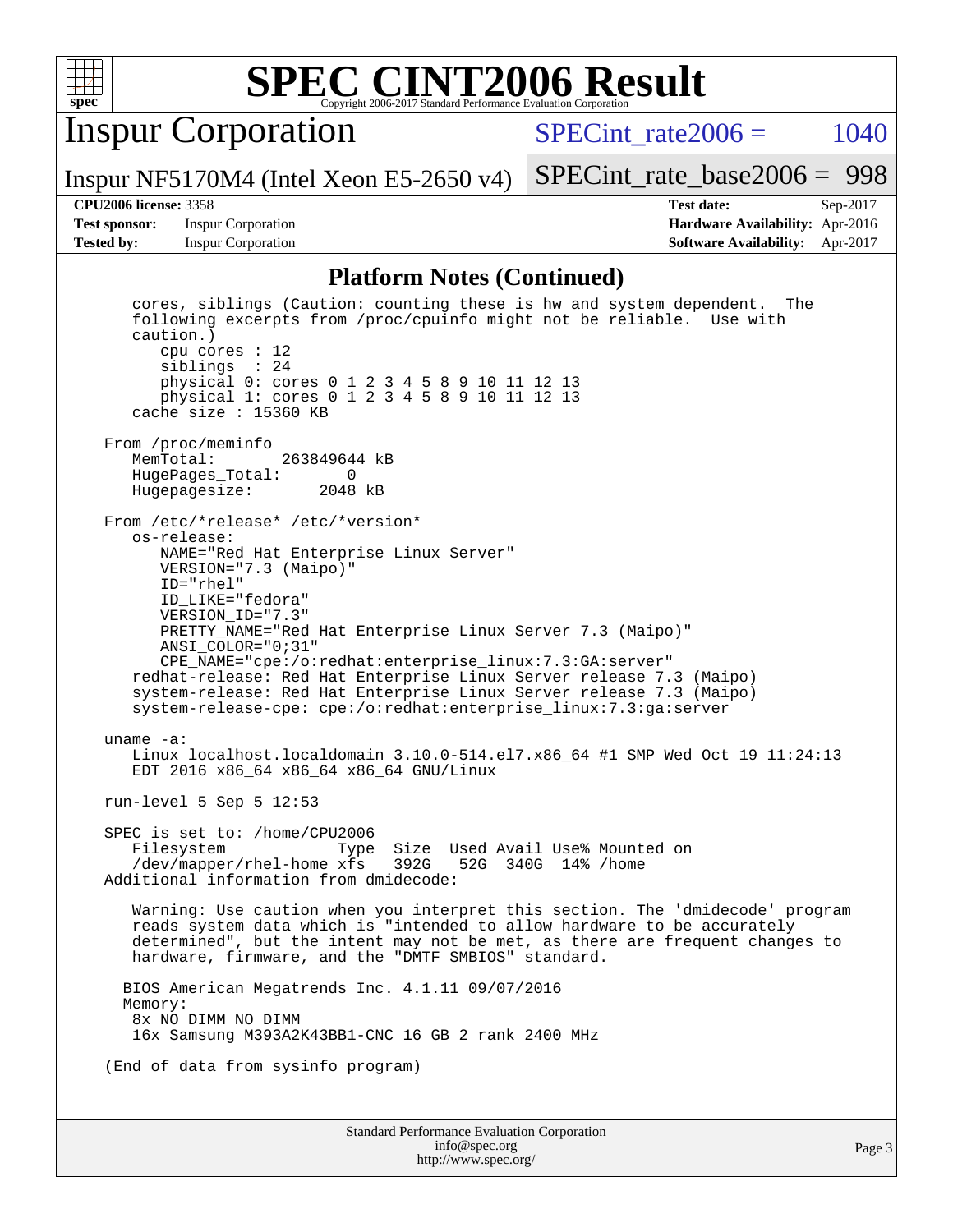## Platform Notes (Continued)

```
   cores, siblings (Caution: counting these is hw and system dependent.  The
   following excerpts from /proc/cpuinfo might not be reliable.  Use with
   caution.)
      cpu cores : 12
      siblings  : 24
      physical 0: cores 0 1 2 3 4 5 8 9 10 11 12 13
      physical 1: cores 0 1 2 3 4 5 8 9 10 11 12 13
   cache size : 15360 KB

From /proc/meminfo
   MemTotal:       263849644 kB
   HugePages_Total:       0
   Hugepagesize:       2048 kB

From /etc/*release* /etc/*version*
   os-release:
      NAME="Red Hat Enterprise Linux Server"
      VERSION="7.3 (Maipo)"
      ID="rhel"
      ID_LIKE="fedora"
      VERSION_ID="7.3"
      PRETTY_NAME="Red Hat Enterprise Linux Server 7.3 (Maipo)"
      ANSI_COLOR="0;31"
      CPE_NAME="cpe:/o:redhat:enterprise_linux:7.3:GA:server"
   redhat-release: Red Hat Enterprise Linux Server release 7.3 (Maipo)
   system-release: Red Hat Enterprise Linux Server release 7.3 (Maipo)
   system-release-cpe: cpe:/o:redhat:enterprise_linux:7.3:ga:server

uname -a:
   Linux localhost.localdomain 3.10.0-514.el7.x86_64 #1 SMP Wed Oct 19 11:24:13
   EDT 2016 x86_64 x86_64 x86_64 GNU/Linux

run-level 5 Sep 5 12:53

SPEC is set to: /home/CPU2006
   Filesystem            Type  Size  Used Avail Use% Mounted on
   /dev/mapper/rhel-home xfs   392G   52G  340G  14% /home
Additional information from dmidecode:

   Warning: Use caution when you interpret this section. The 'dmidecode' program
   reads system data which is "intended to allow hardware to be accurately
   determined", but the intent may not be met, as there are frequent changes to
   hardware, firmware, and the "DMTF SMBIOS" standard.

  BIOS American Megatrends Inc. 4.1.11 09/07/2016
  Memory:
   8x NO DIMM NO DIMM
   16x Samsung M393A2K43BB1-CNC 16 GB 2 rank 2400 MHz

(End of data from sysinfo program)
```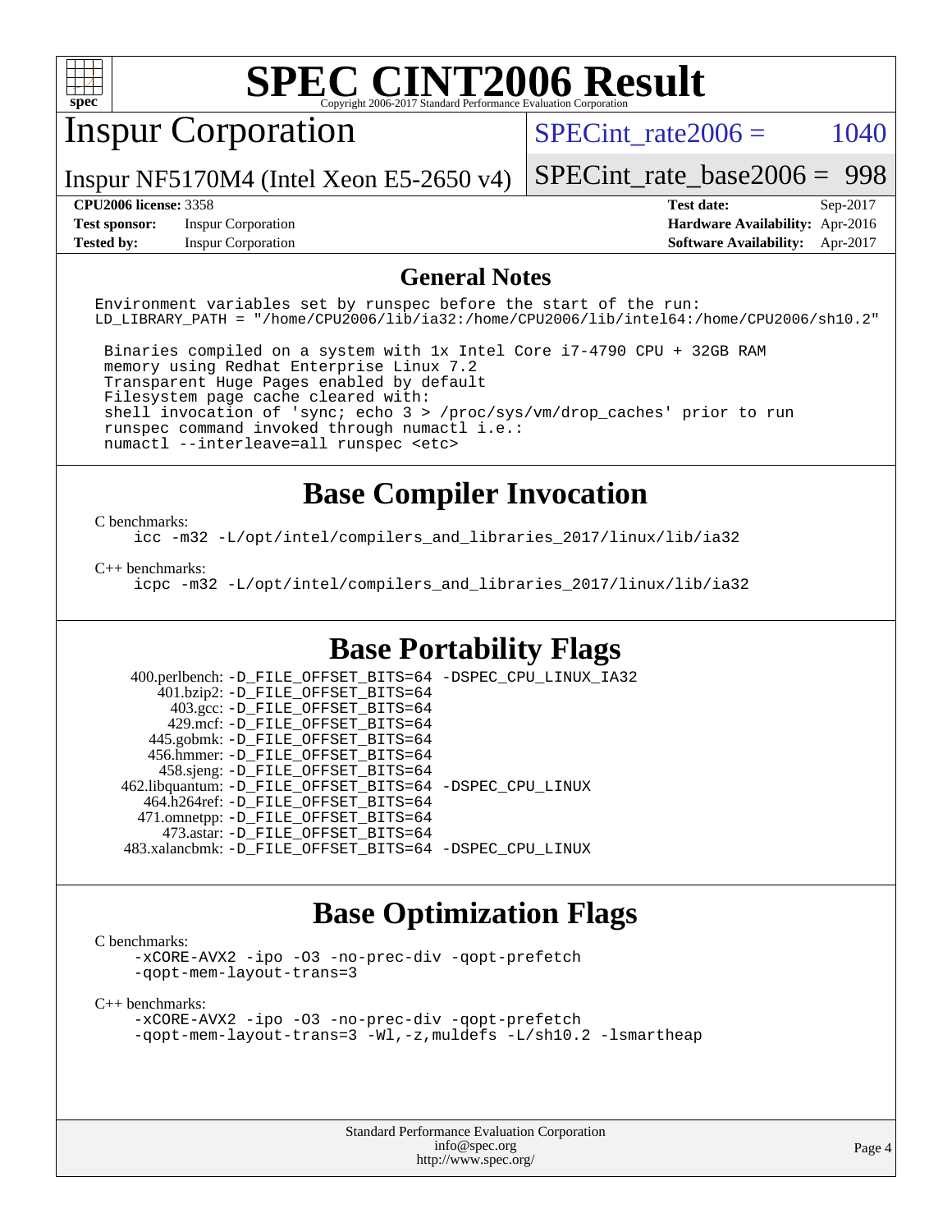# SPEC CINT2006 Result

Copyright 2006-2017 Standard Performance Evaluation Corporation

## Inspur Corporation

Inspur NF5170M4 (Intel Xeon E5-2650 v4)

SPECint_rate2006 = 1040

SPECint_rate_base2006 = 998

| | | | |
|---|---|---|---|
| **CPU2006 license:** 3358 | | **Test date:** | Sep-2017 |
| **Test sponsor:** | Inspur Corporation | **Hardware Availability:** | Apr-2016 |
| **Tested by:** | Inspur Corporation | **Software Availability:** | Apr-2017 |

## General Notes

```
Environment variables set by runspec before the start of the run:
LD_LIBRARY_PATH = "/home/CPU2006/lib/ia32:/home/CPU2006/lib/intel64:/home/CPU2006/sh10.2"

 Binaries compiled on a system with 1x Intel Core i7-4790 CPU + 32GB RAM
 memory using Redhat Enterprise Linux 7.2
 Transparent Huge Pages enabled by default
 Filesystem page cache cleared with:
 shell invocation of 'sync; echo 3 > /proc/sys/vm/drop_caches' prior to run
 runspec command invoked through numactl i.e.:
 numactl --interleave=all runspec <etc>
```

## Base Compiler Invocation

C benchmarks:

```
icc -m32 -L/opt/intel/compilers_and_libraries_2017/linux/lib/ia32
```

C++ benchmarks:

```
icpc -m32 -L/opt/intel/compilers_and_libraries_2017/linux/lib/ia32
```

## Base Portability Flags

| Benchmark | Flags |
|---|---|
| 400.perlbench: | -D_FILE_OFFSET_BITS=64 -DSPEC_CPU_LINUX_IA32 |
| 401.bzip2: | -D_FILE_OFFSET_BITS=64 |
| 403.gcc: | -D_FILE_OFFSET_BITS=64 |
| 429.mcf: | -D_FILE_OFFSET_BITS=64 |
| 445.gobmk: | -D_FILE_OFFSET_BITS=64 |
| 456.hmmer: | -D_FILE_OFFSET_BITS=64 |
| 458.sjeng: | -D_FILE_OFFSET_BITS=64 |
| 462.libquantum: | -D_FILE_OFFSET_BITS=64 -DSPEC_CPU_LINUX |
| 464.h264ref: | -D_FILE_OFFSET_BITS=64 |
| 471.omnetpp: | -D_FILE_OFFSET_BITS=64 |
| 473.astar: | -D_FILE_OFFSET_BITS=64 |
| 483.xalancbmk: | -D_FILE_OFFSET_BITS=64 -DSPEC_CPU_LINUX |

## Base Optimization Flags

C benchmarks:

```
-xCORE-AVX2 -ipo -O3 -no-prec-div -qopt-prefetch
-qopt-mem-layout-trans=3
```

C++ benchmarks:

```
-xCORE-AVX2 -ipo -O3 -no-prec-div -qopt-prefetch
-qopt-mem-layout-trans=3 -Wl,-z,muldefs -L/sh10.2 -lsmartheap
```

Standard Performance Evaluation Corporation
info@spec.org
http://www.spec.org/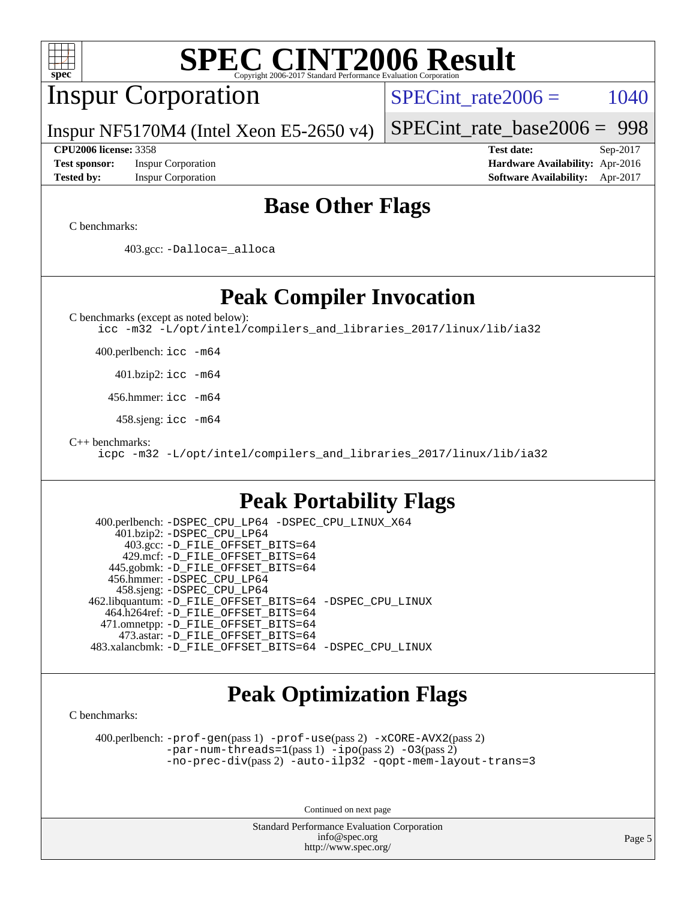# SPEC CINT2006 Result

Copyright 2006-2017 Standard Performance Evaluation Corporation

## Inspur Corporation

Inspur NF5170M4 (Intel Xeon E5-2650 v4)

SPECint_rate2006 = 1040

SPECint_rate_base2006 = 998

**CPU2006 license:** 3358
**Test sponsor:** Inspur Corporation
**Tested by:** Inspur Corporation

**Test date:** Sep-2017
**Hardware Availability:** Apr-2016
**Software Availability:** Apr-2017

## Base Other Flags

C benchmarks:

403.gcc: -Dalloca=_alloca

## Peak Compiler Invocation

C benchmarks (except as noted below):

icc -m32 -L/opt/intel/compilers_and_libraries_2017/linux/lib/ia32

400.perlbench: icc -m64

401.bzip2: icc -m64

456.hmmer: icc -m64

458.sjeng: icc -m64

C++ benchmarks:

icpc -m32 -L/opt/intel/compilers_and_libraries_2017/linux/lib/ia32

## Peak Portability Flags

400.perlbench: -DSPEC_CPU_LP64 -DSPEC_CPU_LINUX_X64
401.bzip2: -DSPEC_CPU_LP64
403.gcc: -D_FILE_OFFSET_BITS=64
429.mcf: -D_FILE_OFFSET_BITS=64
445.gobmk: -D_FILE_OFFSET_BITS=64
456.hmmer: -DSPEC_CPU_LP64
458.sjeng: -DSPEC_CPU_LP64
462.libquantum: -D_FILE_OFFSET_BITS=64 -DSPEC_CPU_LINUX
464.h264ref: -D_FILE_OFFSET_BITS=64
471.omnetpp: -D_FILE_OFFSET_BITS=64
473.astar: -D_FILE_OFFSET_BITS=64
483.xalancbmk: -D_FILE_OFFSET_BITS=64 -DSPEC_CPU_LINUX

## Peak Optimization Flags

C benchmarks:

400.perlbench: -prof-gen(pass 1) -prof-use(pass 2) -xCORE-AVX2(pass 2) -par-num-threads=1(pass 1) -ipo(pass 2) -O3(pass 2) -no-prec-div(pass 2) -auto-ilp32 -qopt-mem-layout-trans=3

Continued on next page

Standard Performance Evaluation Corporation
info@spec.org
http://www.spec.org/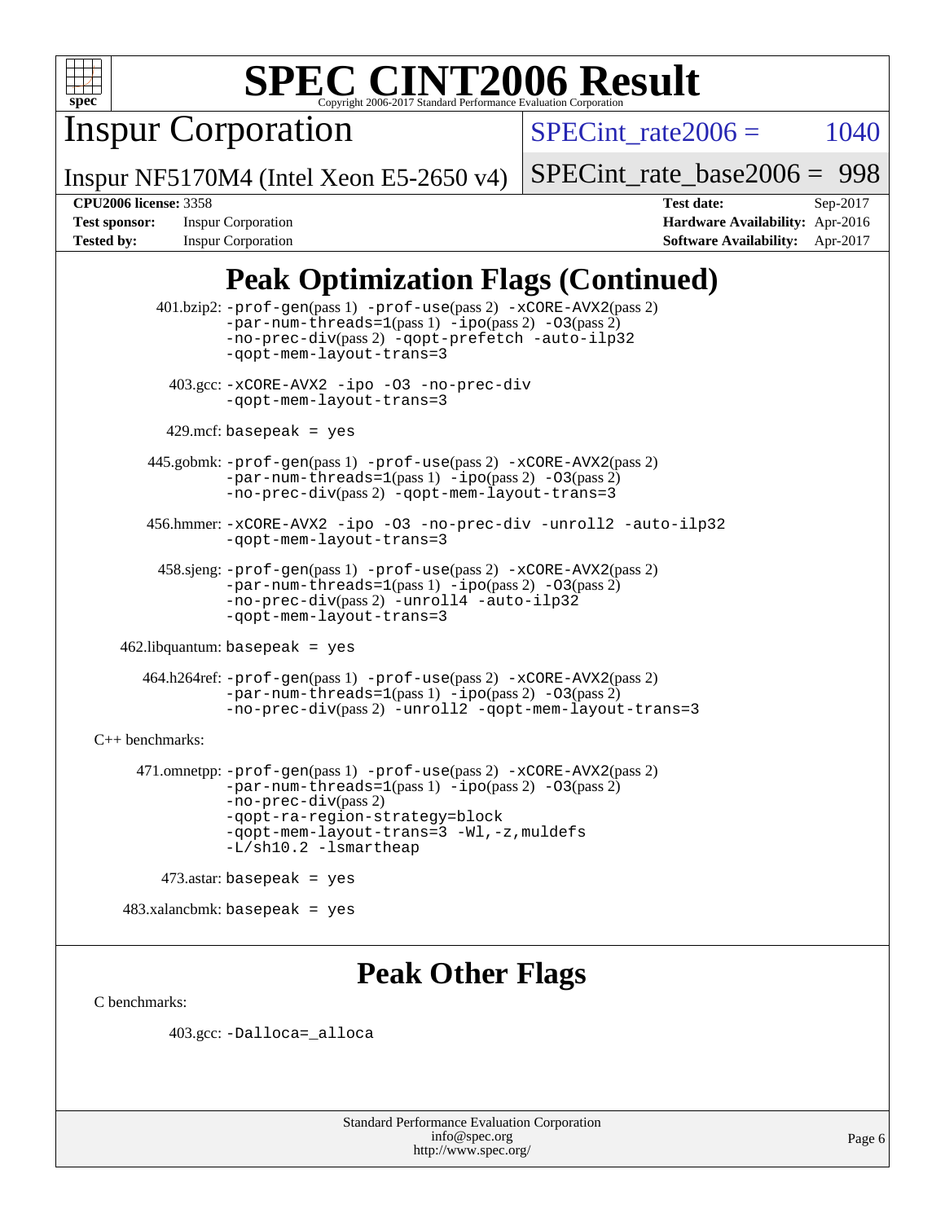# Peak Optimization Flags (Continued)

401.bzip2: -prof-gen(pass 1) -prof-use(pass 2) -xCORE-AVX2(pass 2) -par-num-threads=1(pass 1) -ipo(pass 2) -O3(pass 2) -no-prec-div(pass 2) -qopt-prefetch -auto-ilp32 -qopt-mem-layout-trans=3

403.gcc: -xCORE-AVX2 -ipo -O3 -no-prec-div -qopt-mem-layout-trans=3

429.mcf: basepeak = yes

445.gobmk: -prof-gen(pass 1) -prof-use(pass 2) -xCORE-AVX2(pass 2) -par-num-threads=1(pass 1) -ipo(pass 2) -O3(pass 2) -no-prec-div(pass 2) -qopt-mem-layout-trans=3

456.hmmer: -xCORE-AVX2 -ipo -O3 -no-prec-div -unroll2 -auto-ilp32 -qopt-mem-layout-trans=3

458.sjeng: -prof-gen(pass 1) -prof-use(pass 2) -xCORE-AVX2(pass 2) -par-num-threads=1(pass 1) -ipo(pass 2) -O3(pass 2) -no-prec-div(pass 2) -unroll4 -auto-ilp32 -qopt-mem-layout-trans=3

462.libquantum: basepeak = yes

464.h264ref: -prof-gen(pass 1) -prof-use(pass 2) -xCORE-AVX2(pass 2) -par-num-threads=1(pass 1) -ipo(pass 2) -O3(pass 2) -no-prec-div(pass 2) -unroll2 -qopt-mem-layout-trans=3

C++ benchmarks:

471.omnetpp: -prof-gen(pass 1) -prof-use(pass 2) -xCORE-AVX2(pass 2) -par-num-threads=1(pass 1) -ipo(pass 2) -O3(pass 2) -no-prec-div(pass 2) -qopt-ra-region-strategy=block -qopt-mem-layout-trans=3 -Wl,-z,muldefs -L/sh10.2 -lsmartheap

473.astar: basepeak = yes

483.xalancbmk: basepeak = yes

# Peak Other Flags

C benchmarks:

403.gcc: -Dalloca=_alloca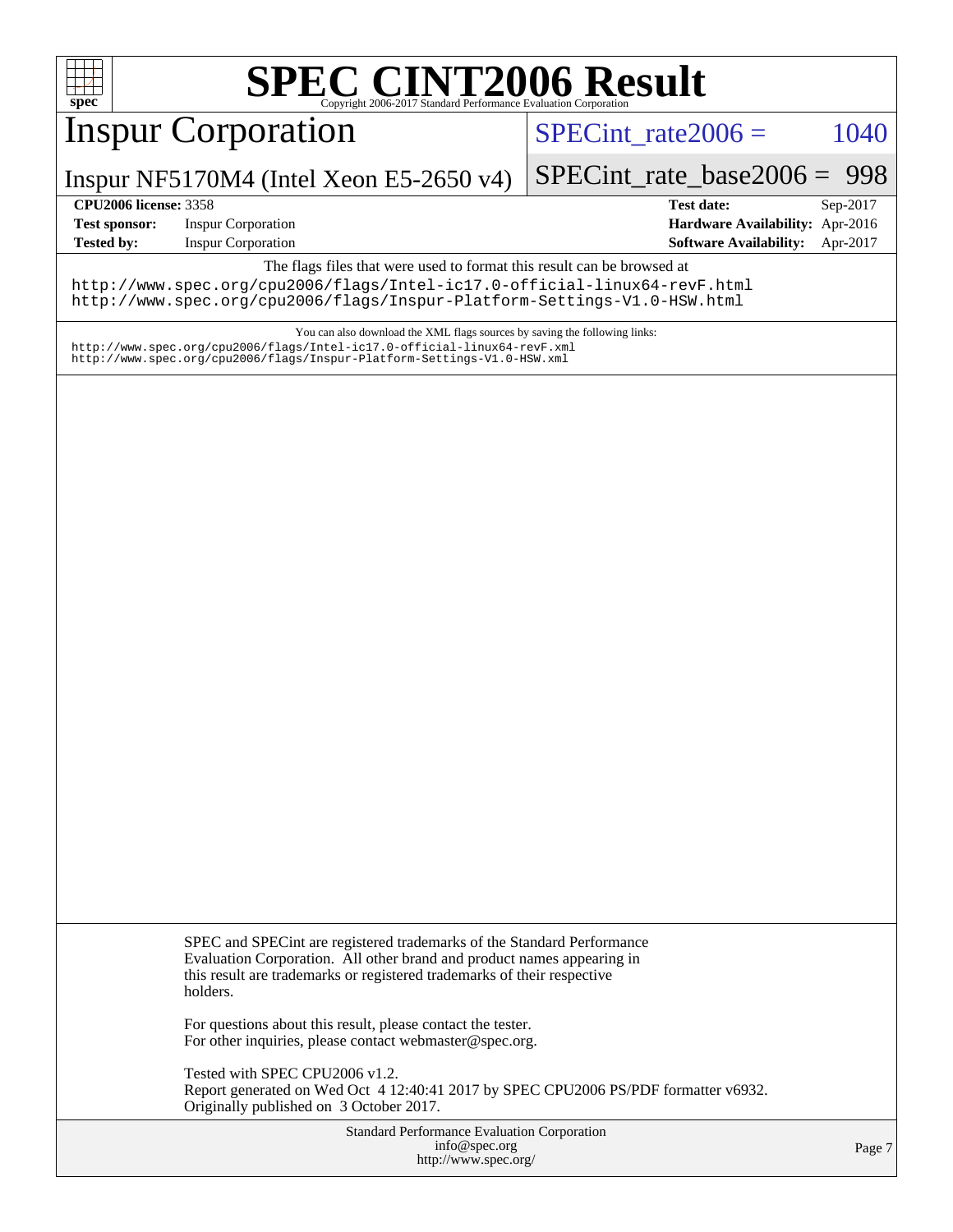The flags files that were used to format this result can be browsed at
http://www.spec.org/cpu2006/flags/Intel-ic17.0-official-linux64-revF.html
http://www.spec.org/cpu2006/flags/Inspur-Platform-Settings-V1.0-HSW.html

You can also download the XML flags sources by saving the following links:
http://www.spec.org/cpu2006/flags/Intel-ic17.0-official-linux64-revF.xml
http://www.spec.org/cpu2006/flags/Inspur-Platform-Settings-V1.0-HSW.xml

SPEC and SPECint are registered trademarks of the Standard Performance Evaluation Corporation. All other brand and product names appearing in this result are trademarks or registered trademarks of their respective holders.

For questions about this result, please contact the tester.
For other inquiries, please contact webmaster@spec.org.

Tested with SPEC CPU2006 v1.2.
Report generated on Wed Oct 4 12:40:41 2017 by SPEC CPU2006 PS/PDF formatter v6932.
Originally published on 3 October 2017.